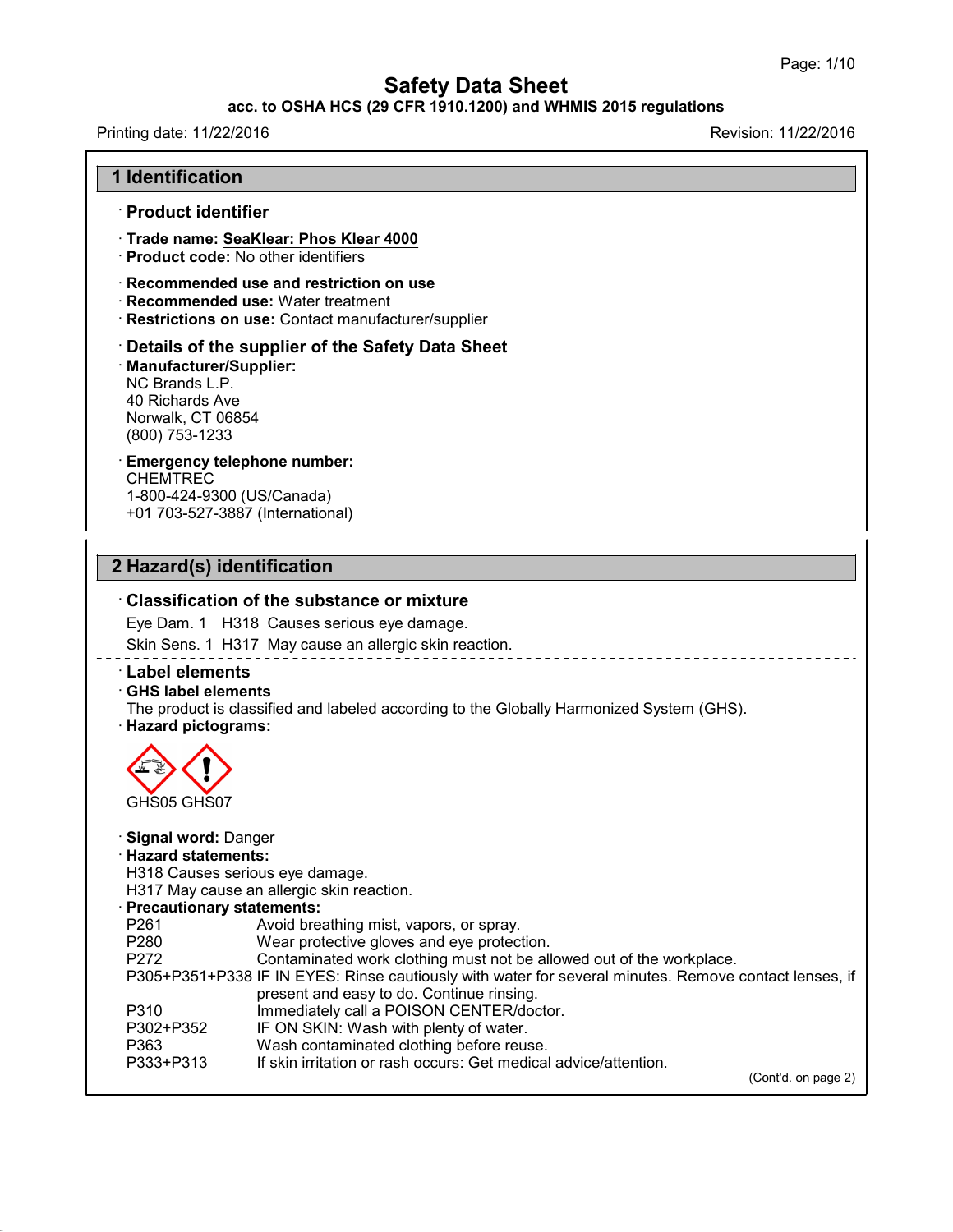# Safety Data Sheet

**acc. to OSHA HCS (29 CFR 1910.1200) and WHMIS 2015 regulations**

Printing date: 11/22/2016 Revision: 11/22/2016

## 1 Identification

### · Product identifier

· **Trade name: SeaKlear: Phos Klear 4000**
· **Product code:** No other identifiers

· **Recommended use and restriction on use**
· **Recommended use:** Water treatment
· **Restrictions on use:** Contact manufacturer/supplier

### · Details of the supplier of the Safety Data Sheet

· **Manufacturer/Supplier:**
NC Brands L.P.
40 Richards Ave
Norwalk, CT 06854
(800) 753-1233

· **Emergency telephone number:**
CHEMTREC
1-800-424-9300 (US/Canada)
+01 703-527-3887 (International)

## 2 Hazard(s) identification

### · Classification of the substance or mixture

Eye Dam. 1 H318 Causes serious eye damage.
Skin Sens. 1 H317 May cause an allergic skin reaction.

### · Label elements

· **GHS label elements**
The product is classified and labeled according to the Globally Harmonized System (GHS).
· **Hazard pictograms:**

GHS05 GHS07

· **Signal word:** Danger
· **Hazard statements:**
H318 Causes serious eye damage.
H317 May cause an allergic skin reaction.
· **Precautionary statements:**

| | |
|---|---|
| P261 | Avoid breathing mist, vapors, or spray. |
| P280 | Wear protective gloves and eye protection. |
| P272 | Contaminated work clothing must not be allowed out of the workplace. |
| P305+P351+P338 | IF IN EYES: Rinse cautiously with water for several minutes. Remove contact lenses, if present and easy to do. Continue rinsing. |
| P310 | Immediately call a POISON CENTER/doctor. |
| P302+P352 | IF ON SKIN: Wash with plenty of water. |
| P363 | Wash contaminated clothing before reuse. |
| P333+P313 | If skin irritation or rash occurs: Get medical advice/attention. |

(Cont'd. on page 2)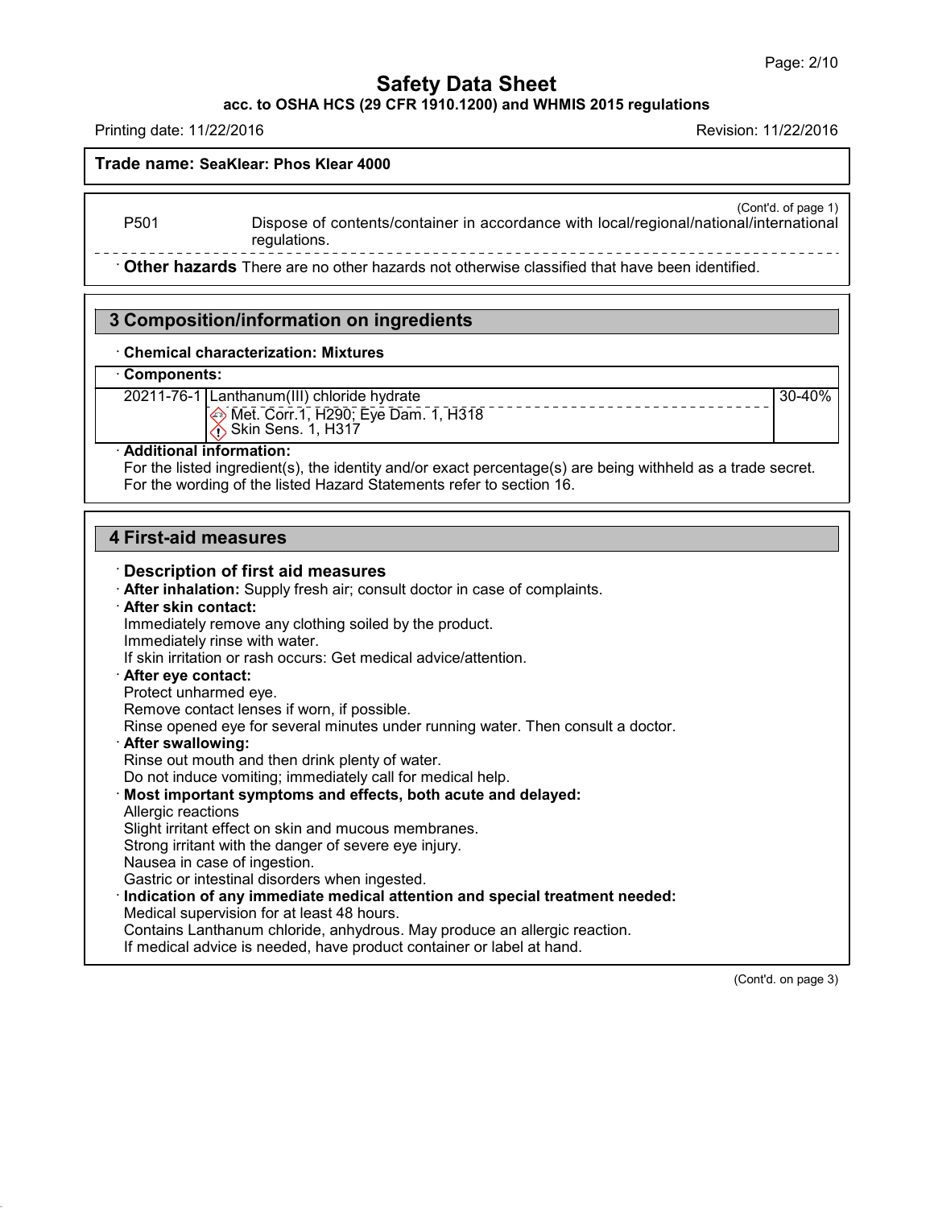(Cont'd. of page 1)

| | |
|---|---|
| P501 | Dispose of contents/container in accordance with local/regional/national/international regulations. |

· **Other hazards** There are no other hazards not otherwise classified that have been identified.

## 3 Composition/information on ingredients

· **Chemical characterization: Mixtures**

· **Components:**

| | | |
|---|---|---|
| 20211-76-1 | Lanthanum(III) chloride hydrate<br>Met. Corr.1, H290; Eye Dam. 1, H318<br>Skin Sens. 1, H317 | 30-40% |

· **Additional information:**
For the listed ingredient(s), the identity and/or exact percentage(s) are being withheld as a trade secret.
For the wording of the listed Hazard Statements refer to section 16.

## 4 First-aid measures

· **Description of first aid measures**

· **After inhalation:** Supply fresh air; consult doctor in case of complaints.

· **After skin contact:**
Immediately remove any clothing soiled by the product.
Immediately rinse with water.
If skin irritation or rash occurs: Get medical advice/attention.

· **After eye contact:**
Protect unharmed eye.
Remove contact lenses if worn, if possible.
Rinse opened eye for several minutes under running water. Then consult a doctor.

· **After swallowing:**
Rinse out mouth and then drink plenty of water.
Do not induce vomiting; immediately call for medical help.

· **Most important symptoms and effects, both acute and delayed:**
Allergic reactions
Slight irritant effect on skin and mucous membranes.
Strong irritant with the danger of severe eye injury.
Nausea in case of ingestion.
Gastric or intestinal disorders when ingested.

· **Indication of any immediate medical attention and special treatment needed:**
Medical supervision for at least 48 hours.
Contains Lanthanum chloride, anhydrous. May produce an allergic reaction.
If medical advice is needed, have product container or label at hand.

(Cont'd. on page 3)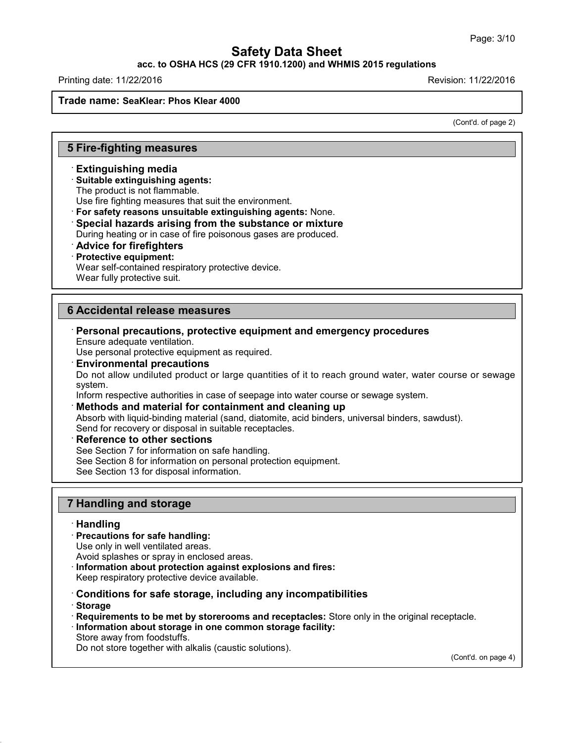# Safety Data Sheet

**acc. to OSHA HCS (29 CFR 1910.1200) and WHMIS 2015 regulations**

Printing date: 11/22/2016 Revision: 11/22/2016

**Trade name: SeaKlear: Phos Klear 4000**

(Cont'd. of page 2)

## 5 Fire-fighting measures

· **Extinguishing media**

· **Suitable extinguishing agents:**
The product is not flammable.
Use fire fighting measures that suit the environment.

· **For safety reasons unsuitable extinguishing agents:** None.

· **Special hazards arising from the substance or mixture**
During heating or in case of fire poisonous gases are produced.

· **Advice for firefighters**

· **Protective equipment:**
Wear self-contained respiratory protective device.
Wear fully protective suit.

## 6 Accidental release measures

· **Personal precautions, protective equipment and emergency procedures**
Ensure adequate ventilation.
Use personal protective equipment as required.

· **Environmental precautions**
Do not allow undiluted product or large quantities of it to reach ground water, water course or sewage system.
Inform respective authorities in case of seepage into water course or sewage system.

· **Methods and material for containment and cleaning up**
Absorb with liquid-binding material (sand, diatomite, acid binders, universal binders, sawdust).
Send for recovery or disposal in suitable receptacles.

· **Reference to other sections**
See Section 7 for information on safe handling.
See Section 8 for information on personal protection equipment.
See Section 13 for disposal information.

## 7 Handling and storage

· **Handling**

· **Precautions for safe handling:**
Use only in well ventilated areas.
Avoid splashes or spray in enclosed areas.

· **Information about protection against explosions and fires:**
Keep respiratory protective device available.

· **Conditions for safe storage, including any incompatibilities**

· **Storage**

· **Requirements to be met by storerooms and receptacles:** Store only in the original receptacle.

· **Information about storage in one common storage facility:**
Store away from foodstuffs.
Do not store together with alkalis (caustic solutions).

(Cont'd. on page 4)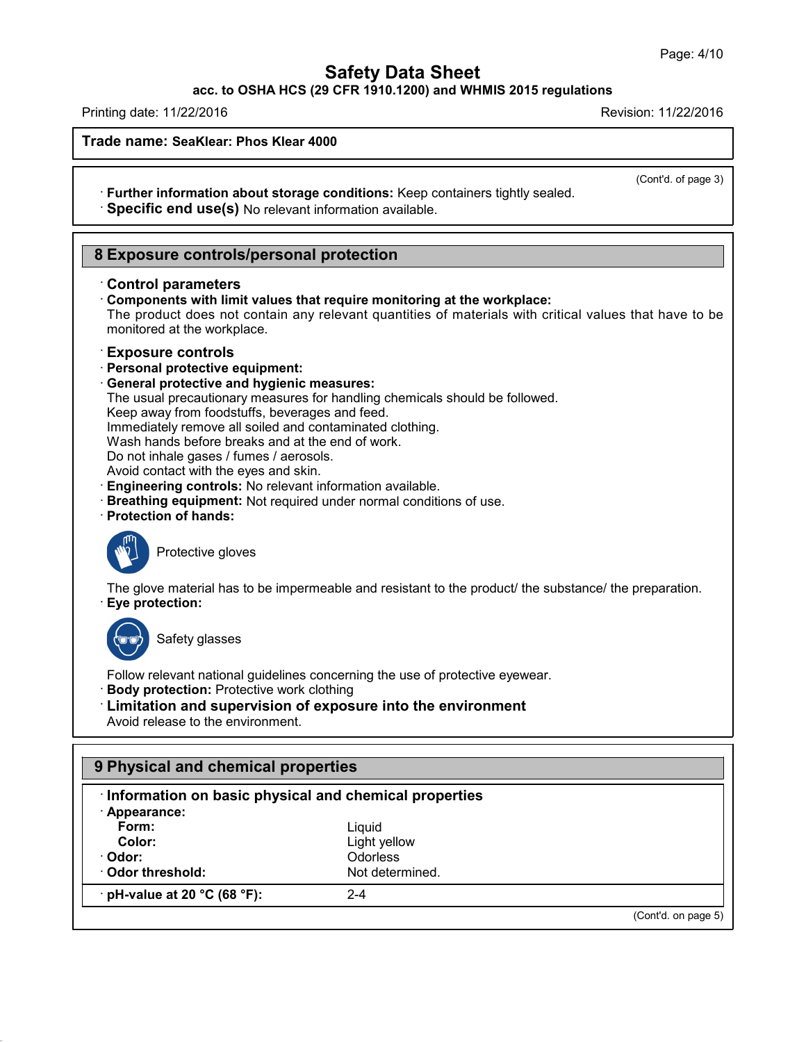Trade name: **SeaKlear: Phos Klear 4000**

(Cont'd. of page 3)

· **Further information about storage conditions:** Keep containers tightly sealed.
· **Specific end use(s)** No relevant information available.

## 8 Exposure controls/personal protection

· **Control parameters**
· **Components with limit values that require monitoring at the workplace:**
The product does not contain any relevant quantities of materials with critical values that have to be monitored at the workplace.

· **Exposure controls**
· **Personal protective equipment:**
· **General protective and hygienic measures:**
The usual precautionary measures for handling chemicals should be followed.
Keep away from foodstuffs, beverages and feed.
Immediately remove all soiled and contaminated clothing.
Wash hands before breaks and at the end of work.
Do not inhale gases / fumes / aerosols.
Avoid contact with the eyes and skin.
· **Engineering controls:** No relevant information available.
· **Breathing equipment:** Not required under normal conditions of use.
· **Protection of hands:**

Protective gloves

The glove material has to be impermeable and resistant to the product/ the substance/ the preparation.
· **Eye protection:**

Safety glasses

Follow relevant national guidelines concerning the use of protective eyewear.
· **Body protection:** Protective work clothing
· **Limitation and supervision of exposure into the environment**
Avoid release to the environment.

## 9 Physical and chemical properties

· **Information on basic physical and chemical properties**

| | |
|---|---|
| · **Appearance:** | |
| **Form:** | Liquid |
| **Color:** | Light yellow |
| · **Odor:** | Odorless |
| · **Odor threshold:** | Not determined. |
| · **pH-value at 20 °C (68 °F):** | 2-4 |

(Cont'd. on page 5)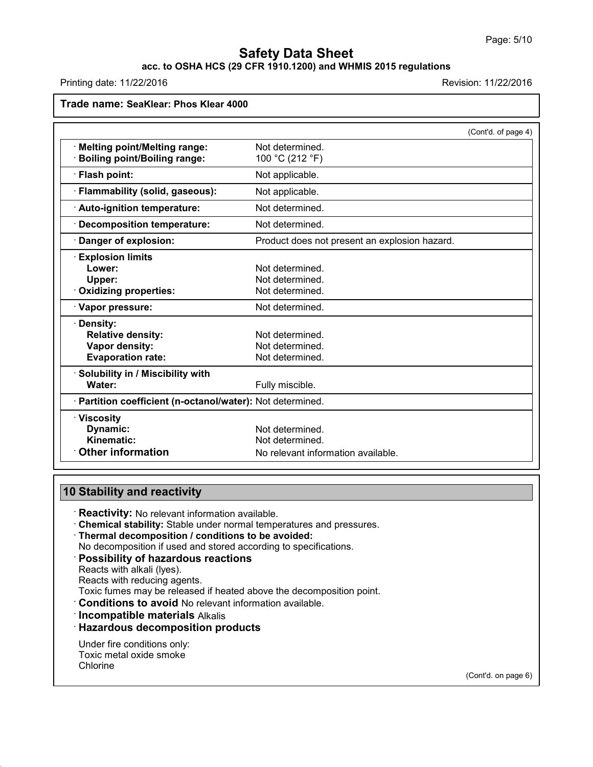**Trade name: SeaKlear: Phos Klear 4000**

(Cont'd. of page 4)

| | |
|---|---|
| · **Melting point/Melting range:** | Not determined. |
| · **Boiling point/Boiling range:** | 100 °C (212 °F) |
| · **Flash point:** | Not applicable. |
| · **Flammability (solid, gaseous):** | Not applicable. |
| · **Auto-ignition temperature:** | Not determined. |
| · **Decomposition temperature:** | Not determined. |
| · **Danger of explosion:** | Product does not present an explosion hazard. |
| · **Explosion limits** | |
| **Lower:** | Not determined. |
| **Upper:** | Not determined. |
| · **Oxidizing properties:** | Not determined. |
| · **Vapor pressure:** | Not determined. |
| · **Density:** | |
| **Relative density:** | Not determined. |
| **Vapor density:** | Not determined. |
| **Evaporation rate:** | Not determined. |
| · **Solubility in / Miscibility with** | |
| **Water:** | Fully miscible. |
| · **Partition coefficient (n-octanol/water):** | Not determined. |
| · **Viscosity** | |
| **Dynamic:** | Not determined. |
| **Kinematic:** | Not determined. |
| · **Other information** | No relevant information available. |

## 10 Stability and reactivity

· **Reactivity:** No relevant information available.
· **Chemical stability:** Stable under normal temperatures and pressures.
· **Thermal decomposition / conditions to be avoided:**
No decomposition if used and stored according to specifications.
· **Possibility of hazardous reactions**
Reacts with alkali (lyes).
Reacts with reducing agents.
Toxic fumes may be released if heated above the decomposition point.
· **Conditions to avoid** No relevant information available.
· **Incompatible materials** Alkalis
· **Hazardous decomposition products**

Under fire conditions only:
Toxic metal oxide smoke
Chlorine

(Cont'd. on page 6)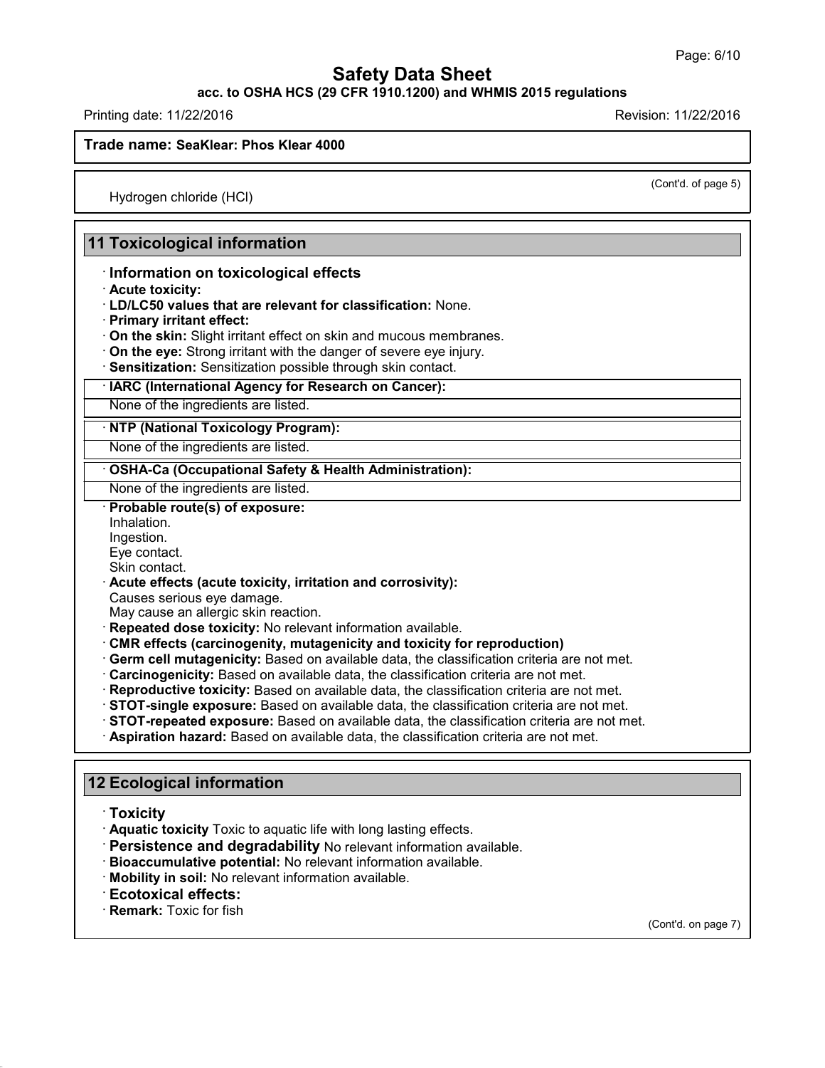(Cont'd. of page 5)

Hydrogen chloride (HCl)

## 11 Toxicological information

· **Information on toxicological effects**
· **Acute toxicity:**
· **LD/LC50 values that are relevant for classification:** None.
· **Primary irritant effect:**
· **On the skin:** Slight irritant effect on skin and mucous membranes.
· **On the eye:** Strong irritant with the danger of severe eye injury.
· **Sensitization:** Sensitization possible through skin contact.

· **IARC (International Agency for Research on Cancer):**

None of the ingredients are listed.

· **NTP (National Toxicology Program):**

None of the ingredients are listed.

· **OSHA-Ca (Occupational Safety & Health Administration):**

None of the ingredients are listed.

· **Probable route(s) of exposure:**
Inhalation.
Ingestion.
Eye contact.
Skin contact.
· **Acute effects (acute toxicity, irritation and corrosivity):**
Causes serious eye damage.
May cause an allergic skin reaction.
· **Repeated dose toxicity:** No relevant information available.
· **CMR effects (carcinogenity, mutagenicity and toxicity for reproduction)**
· **Germ cell mutagenicity:** Based on available data, the classification criteria are not met.
· **Carcinogenicity:** Based on available data, the classification criteria are not met.
· **Reproductive toxicity:** Based on available data, the classification criteria are not met.
· **STOT-single exposure:** Based on available data, the classification criteria are not met.
· **STOT-repeated exposure:** Based on available data, the classification criteria are not met.
· **Aspiration hazard:** Based on available data, the classification criteria are not met.

## 12 Ecological information

· **Toxicity**
· **Aquatic toxicity** Toxic to aquatic life with long lasting effects.
· **Persistence and degradability** No relevant information available.
· **Bioaccumulative potential:** No relevant information available.
· **Mobility in soil:** No relevant information available.
· **Ecotoxical effects:**
· **Remark:** Toxic for fish

(Cont'd. on page 7)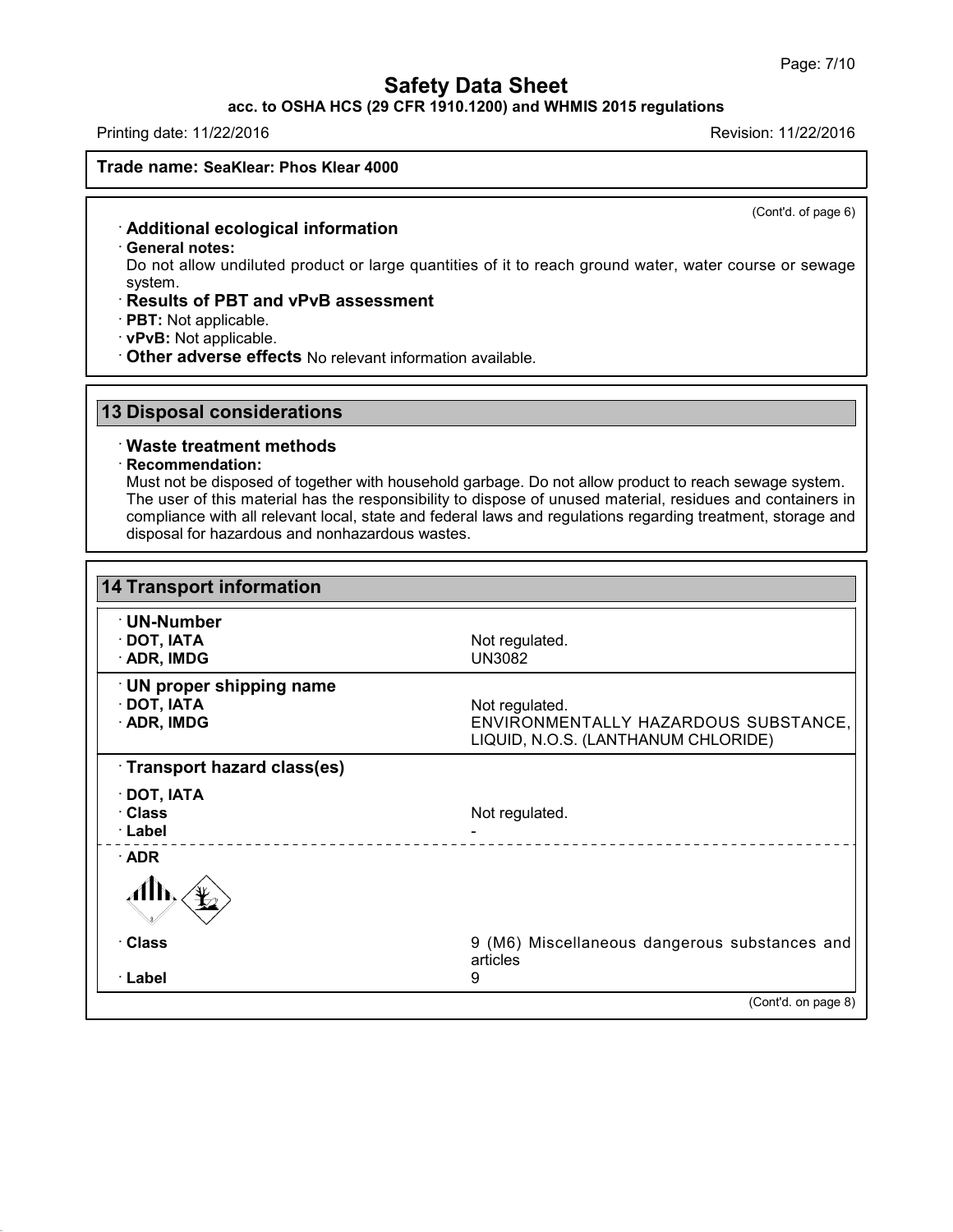(Cont'd. of page 6)

· **Additional ecological information**

· **General notes:**
Do not allow undiluted product or large quantities of it to reach ground water, water course or sewage system.

· **Results of PBT and vPvB assessment**

· **PBT:** Not applicable.

· **vPvB:** Not applicable.

· **Other adverse effects** No relevant information available.

## 13 Disposal considerations

· **Waste treatment methods**

· **Recommendation:**
Must not be disposed of together with household garbage. Do not allow product to reach sewage system. The user of this material has the responsibility to dispose of unused material, residues and containers in compliance with all relevant local, state and federal laws and regulations regarding treatment, storage and disposal for hazardous and nonhazardous wastes.

## 14 Transport information

| | |
|---|---|
| · **UN-Number** | |
| · **DOT, IATA** | Not regulated. |
| · **ADR, IMDG** | UN3082 |
| · **UN proper shipping name** | |
| · **DOT, IATA** | Not regulated. |
| · **ADR, IMDG** | ENVIRONMENTALLY HAZARDOUS SUBSTANCE, LIQUID, N.O.S. (LANTHANUM CHLORIDE) |
| · **Transport hazard class(es)** | |
| · **DOT, IATA** | |
| · **Class** | Not regulated. |
| · **Label** | - |
| · **ADR** | |
| · **Class** | 9 (M6) Miscellaneous dangerous substances and articles |
| · **Label** | 9 |

(Cont'd. on page 8)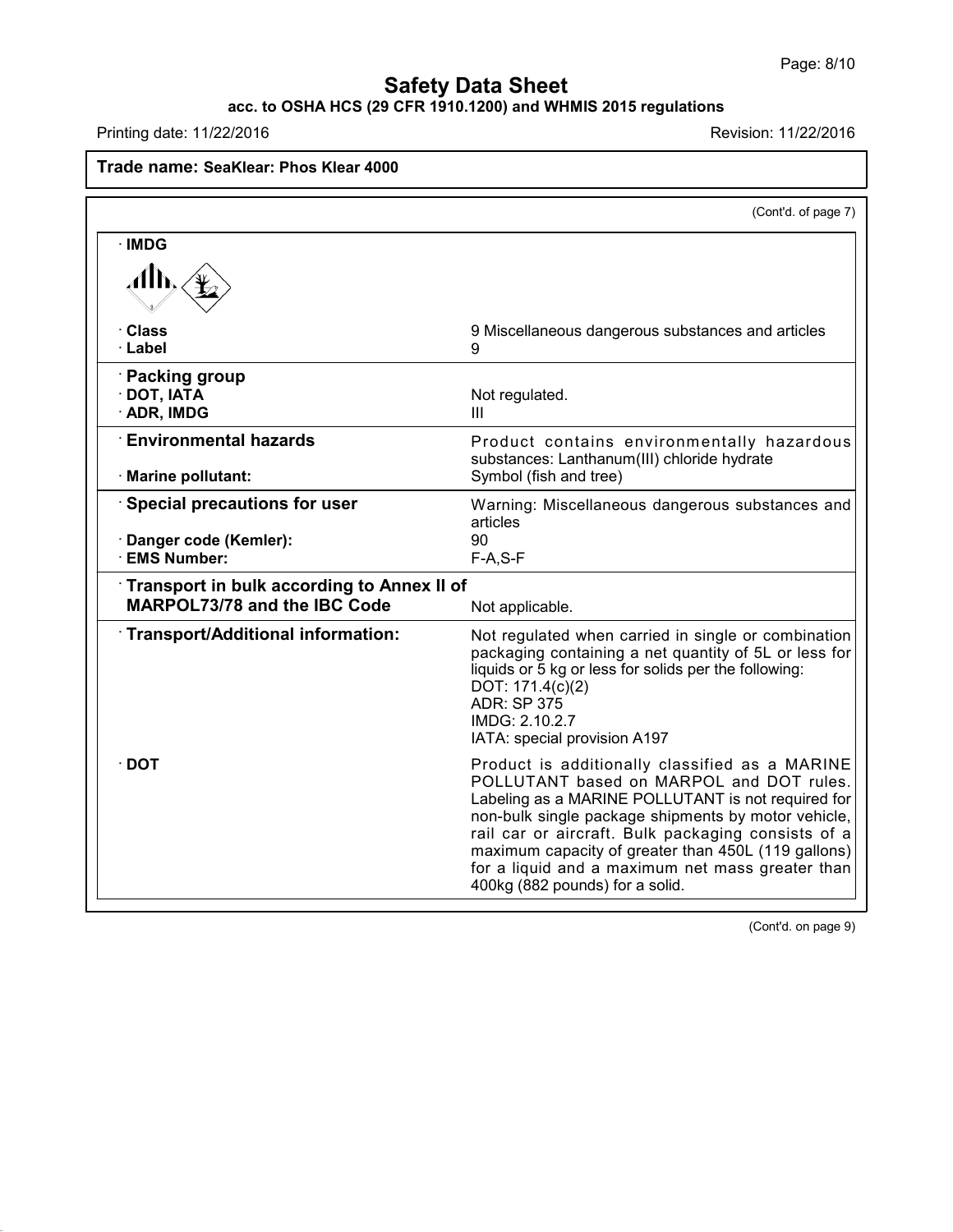# Safety Data Sheet

**acc. to OSHA HCS (29 CFR 1910.1200) and WHMIS 2015 regulations**

Printing date: 11/22/2016 | Revision: 11/22/2016

**Trade name: SeaKlear: Phos Klear 4000**

(Cont'd. of page 7)

· **IMDG**

| | |
|---|---|
| · **Class** | 9 Miscellaneous dangerous substances and articles |
| · **Label** | 9 |
| · **Packing group** | |
| · **DOT, IATA** | Not regulated. |
| · **ADR, IMDG** | III |
| · **Environmental hazards** | Product contains environmentally hazardous substances: Lanthanum(III) chloride hydrate |
| · **Marine pollutant:** | Symbol (fish and tree) |
| · **Special precautions for user** | Warning: Miscellaneous dangerous substances and articles |
| · **Danger code (Kemler):** | 90 |
| · **EMS Number:** | F-A,S-F |
| · **Transport in bulk according to Annex II of MARPOL73/78 and the IBC Code** | Not applicable. |
| · **Transport/Additional information:** | Not regulated when carried in single or combination packaging containing a net quantity of 5L or less for liquids or 5 kg or less for solids per the following:<br>DOT: 171.4(c)(2)<br>ADR: SP 375<br>IMDG: 2.10.2.7<br>IATA: special provision A197 |
| · **DOT** | Product is additionally classified as a MARINE POLLUTANT based on MARPOL and DOT rules. Labeling as a MARINE POLLUTANT is not required for non-bulk single package shipments by motor vehicle, rail car or aircraft. Bulk packaging consists of a maximum capacity of greater than 450L (119 gallons) for a liquid and a maximum net mass greater than 400kg (882 pounds) for a solid. |

(Cont'd. on page 9)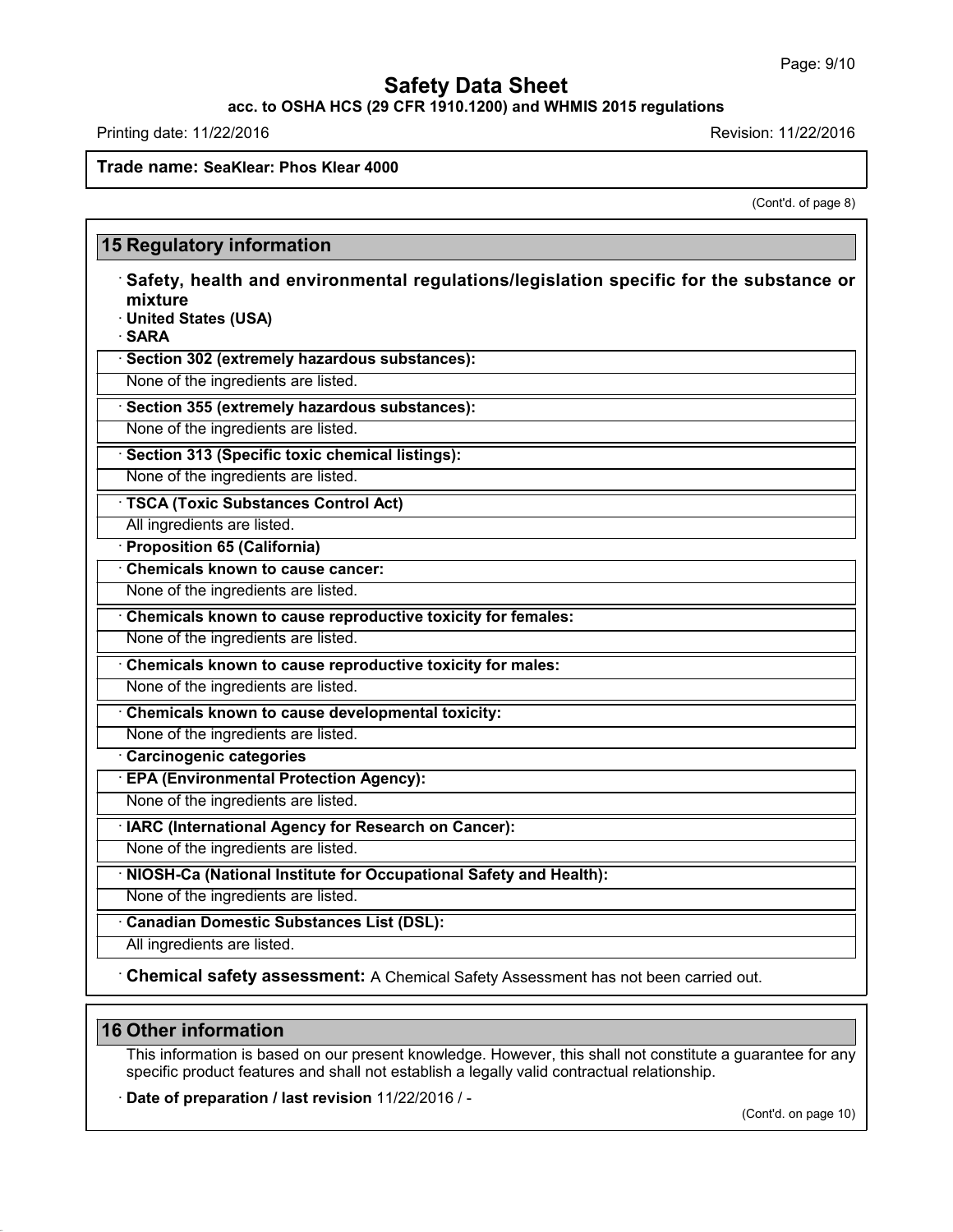(Cont'd. of page 8)

## 15 Regulatory information

· **Safety, health and environmental regulations/legislation specific for the substance or mixture**

· **United States (USA)**

· **SARA**

· **Section 302 (extremely hazardous substances):**

None of the ingredients are listed.

· **Section 355 (extremely hazardous substances):**

None of the ingredients are listed.

· **Section 313 (Specific toxic chemical listings):**

None of the ingredients are listed.

· **TSCA (Toxic Substances Control Act)**

All ingredients are listed.

· **Proposition 65 (California)**

· **Chemicals known to cause cancer:**

None of the ingredients are listed.

· **Chemicals known to cause reproductive toxicity for females:**

None of the ingredients are listed.

· **Chemicals known to cause reproductive toxicity for males:**

None of the ingredients are listed.

· **Chemicals known to cause developmental toxicity:**

None of the ingredients are listed.

· **Carcinogenic categories**

· **EPA (Environmental Protection Agency):**

None of the ingredients are listed.

· **IARC (International Agency for Research on Cancer):**

None of the ingredients are listed.

· **NIOSH-Ca (National Institute for Occupational Safety and Health):**

None of the ingredients are listed.

· **Canadian Domestic Substances List (DSL):**

All ingredients are listed.

· **Chemical safety assessment:** A Chemical Safety Assessment has not been carried out.

## 16 Other information

This information is based on our present knowledge. However, this shall not constitute a guarantee for any specific product features and shall not establish a legally valid contractual relationship.

· **Date of preparation / last revision** 11/22/2016 / -

(Cont'd. on page 10)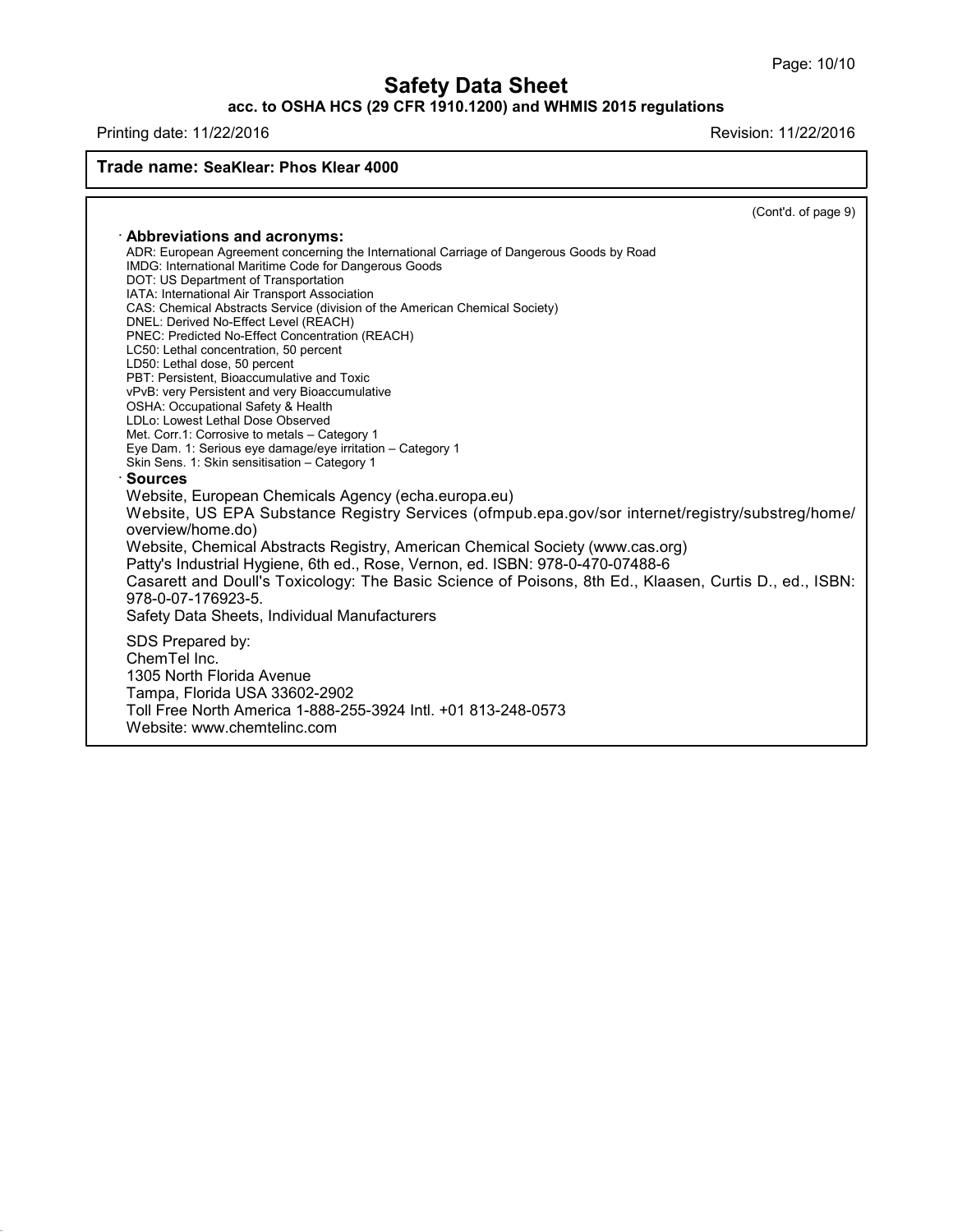# Safety Data Sheet

**acc. to OSHA HCS (29 CFR 1910.1200) and WHMIS 2015 regulations**

Printing date: 11/22/2016 Revision: 11/22/2016

**Trade name: SeaKlear: Phos Klear 4000**

(Cont'd. of page 9)

### · Abbreviations and acronyms:

ADR: European Agreement concerning the International Carriage of Dangerous Goods by Road
IMDG: International Maritime Code for Dangerous Goods
DOT: US Department of Transportation
IATA: International Air Transport Association
CAS: Chemical Abstracts Service (division of the American Chemical Society)
DNEL: Derived No-Effect Level (REACH)
PNEC: Predicted No-Effect Concentration (REACH)
LC50: Lethal concentration, 50 percent
LD50: Lethal dose, 50 percent
PBT: Persistent, Bioaccumulative and Toxic
vPvB: very Persistent and very Bioaccumulative
OSHA: Occupational Safety & Health
LDLo: Lowest Lethal Dose Observed
Met. Corr.1: Corrosive to metals – Category 1
Eye Dam. 1: Serious eye damage/eye irritation – Category 1
Skin Sens. 1: Skin sensitisation – Category 1

### · Sources

Website, European Chemicals Agency (echa.europa.eu)
Website, US EPA Substance Registry Services (ofmpub.epa.gov/sor internet/registry/substreg/home/overview/home.do)
Website, Chemical Abstracts Registry, American Chemical Society (www.cas.org)
Patty's Industrial Hygiene, 6th ed., Rose, Vernon, ed. ISBN: 978-0-470-07488-6
Casarett and Doull's Toxicology: The Basic Science of Poisons, 8th Ed., Klaasen, Curtis D., ed., ISBN: 978-0-07-176923-5.
Safety Data Sheets, Individual Manufacturers

SDS Prepared by:
ChemTel Inc.
1305 North Florida Avenue
Tampa, Florida USA 33602-2902
Toll Free North America 1-888-255-3924 Intl. +01 813-248-0573
Website: www.chemtelinc.com